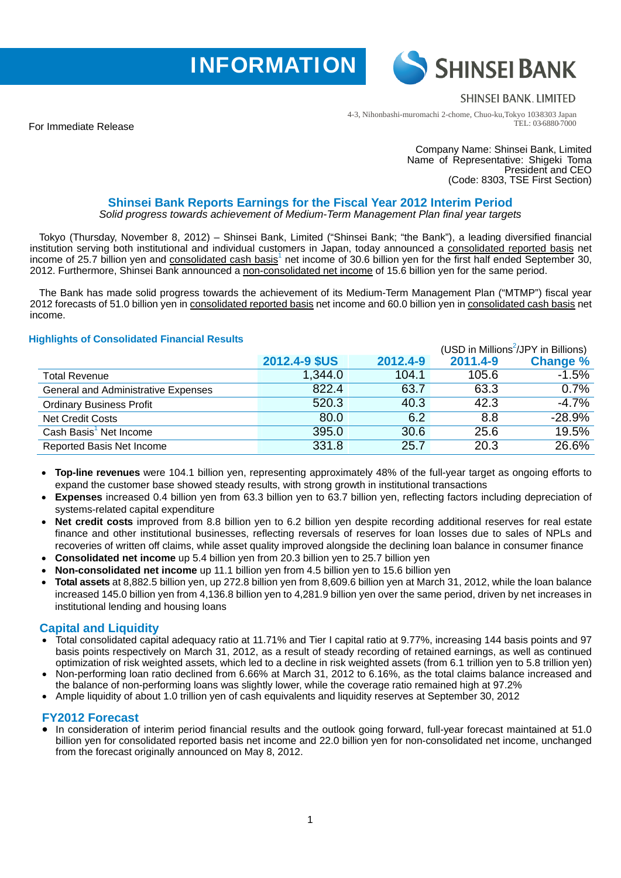INFORMATION

SHINSEI BANK

SHINSEI BANK, LIMITED

4-3, Nihonbashi-muromachi 2-chome, Chuo-ku,Tokyo 103-8303 Japan
TEL: 03-6880-7000

For Immediate Release

Company Name: Shinsei Bank, Limited
Name of Representative: Shigeki Toma
President and CEO
(Code: 8303, TSE First Section)

## Shinsei Bank Reports Earnings for the Fiscal Year 2012 Interim Period

*Solid progress towards achievement of Medium-Term Management Plan final year targets*

Tokyo (Thursday, November 8, 2012) – Shinsei Bank, Limited ("Shinsei Bank; "the Bank"), a leading diversified financial institution serving both institutional and individual customers in Japan, today announced a consolidated reported basis net income of 25.7 billion yen and consolidated cash basis[1] net income of 30.6 billion yen for the first half ended September 30, 2012. Furthermore, Shinsei Bank announced a non-consolidated net income of 15.6 billion yen for the same period.

The Bank has made solid progress towards the achievement of its Medium-Term Management Plan ("MTMP") fiscal year 2012 forecasts of 51.0 billion yen in consolidated reported basis net income and 60.0 billion yen in consolidated cash basis net income.

### Highlights of Consolidated Financial Results

(USD in Millions[2]/JPY in Billions)

| | 2012.4-9 $US | 2012.4-9 | 2011.4-9 | Change % |
|---|---|---|---|---|
| Total Revenue | 1,344.0 | 104.1 | 105.6 | -1.5% |
| General and Administrative Expenses | 822.4 | 63.7 | 63.3 | 0.7% |
| Ordinary Business Profit | 520.3 | 40.3 | 42.3 | -4.7% |
| Net Credit Costs | 80.0 | 6.2 | 8.8 | -28.9% |
| Cash Basis[1] Net Income | 395.0 | 30.6 | 25.6 | 19.5% |
| Reported Basis Net Income | 331.8 | 25.7 | 20.3 | 26.6% |

- **Top-line revenues** were 104.1 billion yen, representing approximately 48% of the full-year target as ongoing efforts to expand the customer base showed steady results, with strong growth in institutional transactions
- **Expenses** increased 0.4 billion yen from 63.3 billion yen to 63.7 billion yen, reflecting factors including depreciation of systems-related capital expenditure
- **Net credit costs** improved from 8.8 billion yen to 6.2 billion yen despite recording additional reserves for real estate finance and other institutional businesses, reflecting reversals of reserves for loan losses due to sales of NPLs and recoveries of written off claims, while asset quality improved alongside the declining loan balance in consumer finance
- **Consolidated net income** up 5.4 billion yen from 20.3 billion yen to 25.7 billion yen
- **Non-consolidated net income** up 11.1 billion yen from 4.5 billion yen to 15.6 billion yen
- **Total assets** at 8,882.5 billion yen, up 272.8 billion yen from 8,609.6 billion yen at March 31, 2012, while the loan balance increased 145.0 billion yen from 4,136.8 billion yen to 4,281.9 billion yen over the same period, driven by net increases in institutional lending and housing loans

### Capital and Liquidity

- Total consolidated capital adequacy ratio at 11.71% and Tier I capital ratio at 9.77%, increasing 144 basis points and 97 basis points respectively on March 31, 2012, as a result of steady recording of retained earnings, as well as continued optimization of risk weighted assets, which led to a decline in risk weighted assets (from 6.1 trillion yen to 5.8 trillion yen)
- Non-performing loan ratio declined from 6.66% at March 31, 2012 to 6.16%, as the total claims balance increased and the balance of non-performing loans was slightly lower, while the coverage ratio remained high at 97.2%
- Ample liquidity of about 1.0 trillion yen of cash equivalents and liquidity reserves at September 30, 2012

### FY2012 Forecast

- In consideration of interim period financial results and the outlook going forward, full-year forecast maintained at 51.0 billion yen for consolidated reported basis net income and 22.0 billion yen for non-consolidated net income, unchanged from the forecast originally announced on May 8, 2012.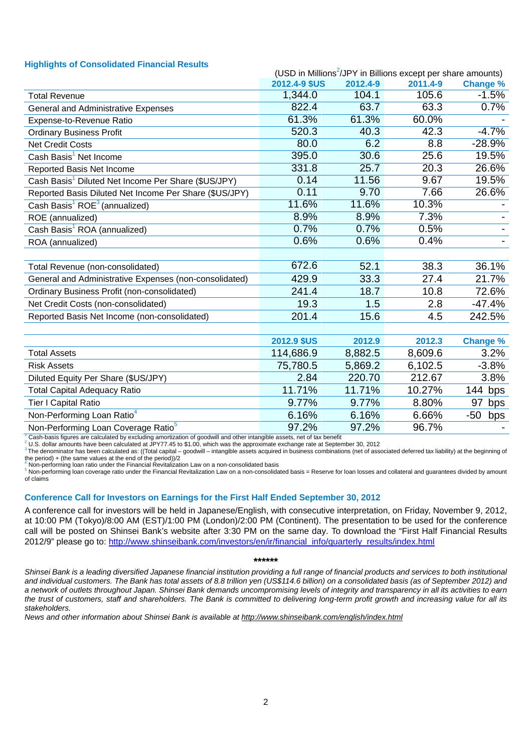## Highlights of Consolidated Financial Results

(USD in Millions[2]/JPY in Billions except per share amounts)

| | 2012.4-9 $US | 2012.4-9 | 2011.4-9 | Change % |
|---|---|---|---|---|
| Total Revenue | 1,344.0 | 104.1 | 105.6 | -1.5% |
| General and Administrative Expenses | 822.4 | 63.7 | 63.3 | 0.7% |
| Expense-to-Revenue Ratio | 61.3% | 61.3% | 60.0% | - |
| Ordinary Business Profit | 520.3 | 40.3 | 42.3 | -4.7% |
| Net Credit Costs | 80.0 | 6.2 | 8.8 | -28.9% |
| Cash Basis[1] Net Income | 395.0 | 30.6 | 25.6 | 19.5% |
| Reported Basis Net Income | 331.8 | 25.7 | 20.3 | 26.6% |
| Cash Basis[1] Diluted Net Income Per Share ($US/JPY) | 0.14 | 11.56 | 9.67 | 19.5% |
| Reported Basis Diluted Net Income Per Share ($US/JPY) | 0.11 | 9.70 | 7.66 | 26.6% |
| Cash Basis[1] ROE[3] (annualized) | 11.6% | 11.6% | 10.3% | - |
| ROE (annualized) | 8.9% | 8.9% | 7.3% | - |
| Cash Basis[1] ROA (annualized) | 0.7% | 0.7% | 0.5% | - |
| ROA (annualized) | 0.6% | 0.6% | 0.4% | - |
| | | | | |
| Total Revenue (non-consolidated) | 672.6 | 52.1 | 38.3 | 36.1% |
| General and Administrative Expenses (non-consolidated) | 429.9 | 33.3 | 27.4 | 21.7% |
| Ordinary Business Profit (non-consolidated) | 241.4 | 18.7 | 10.8 | 72.6% |
| Net Credit Costs (non-consolidated) | 19.3 | 1.5 | 2.8 | -47.4% |
| Reported Basis Net Income (non-consolidated) | 201.4 | 15.6 | 4.5 | 242.5% |

| | 2012.9 $US | 2012.9 | 2012.3 | Change % |
|---|---|---|---|---|
| Total Assets | 114,686.9 | 8,882.5 | 8,609.6 | 3.2% |
| Risk Assets | 75,780.5 | 5,869.2 | 6,102.5 | -3.8% |
| Diluted Equity Per Share ($US/JPY) | 2.84 | 220.70 | 212.67 | 3.8% |
| Total Capital Adequacy Ratio | 11.71% | 11.71% | 10.27% | 144 bps |
| Tier I Capital Ratio | 9.77% | 9.77% | 8.80% | 97 bps |
| Non-Performing Loan Ratio[4] | 6.16% | 6.16% | 6.66% | -50 bps |
| Non-Performing Loan Coverage Ratio[5] | 97.2% | 97.2% | 96.7% | - |

[1] Cash-basis figures are calculated by excluding amortization of goodwill and other intangible assets, net of tax benefit
[2] U.S. dollar amounts have been calculated at JPY77.45 to $1.00, which was the approximate exchange rate at September 30, 2012
[3] The denominator has been calculated as: ((Total capital – goodwill – intangible assets acquired in business combinations (net of associated deferred tax liability) at the beginning of the period) + (the same values at the end of the period))/2
[4] Non-performing loan ratio under the Financial Revitalization Law on a non-consolidated basis
[5] Non-performing loan coverage ratio under the Financial Revitalization Law on a non-consolidated basis = Reserve for loan losses and collateral and guarantees divided by amount of claims

## Conference Call for Investors on Earnings for the First Half Ended September 30, 2012

A conference call for investors will be held in Japanese/English, with consecutive interpretation, on Friday, November 9, 2012, at 10:00 PM (Tokyo)/8:00 AM (EST)/1:00 PM (London)/2:00 PM (Continent). The presentation to be used for the conference call will be posted on Shinsei Bank's website after 3:30 PM on the same day. To download the "First Half Financial Results 2012/9" please go to: http://www.shinseibank.com/investors/en/ir/financial_info/quarterly_results/index.html

******

*Shinsei Bank is a leading diversified Japanese financial institution providing a full range of financial products and services to both institutional and individual customers. The Bank has total assets of 8.8 trillion yen (US$114.6 billion) on a consolidated basis (as of September 2012) and a network of outlets throughout Japan. Shinsei Bank demands uncompromising levels of integrity and transparency in all its activities to earn the trust of customers, staff and shareholders. The Bank is committed to delivering long-term profit growth and increasing value for all its stakeholders.*

*News and other information about Shinsei Bank is available at http://www.shinseibank.com/english/index.html*